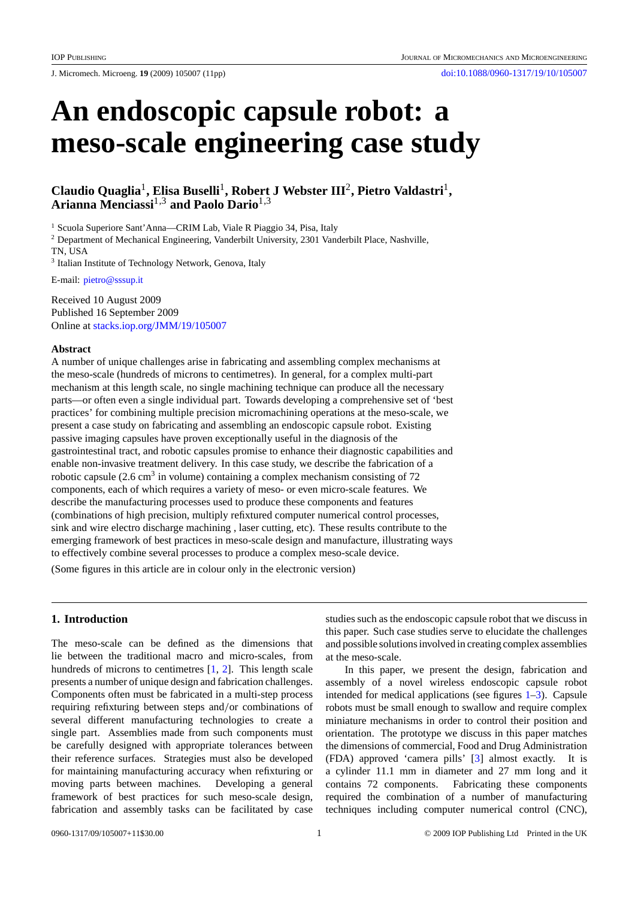# An endoscopic capsule robot: a meso-scale engineering case study

**Claudio Quaglia**[1], **Elisa Buselli**[1], **Robert J Webster III**[2], **Pietro Valdastri**[1], **Arianna Menciassi**[1,3] **and Paolo Dario**[1,3]

[1] Scuola Superiore Sant'Anna—CRIM Lab, Viale R Piaggio 34, Pisa, Italy

[2] Department of Mechanical Engineering, Vanderbilt University, 2301 Vanderbilt Place, Nashville, TN, USA

[3] Italian Institute of Technology Network, Genova, Italy

E-mail: pietro@sssup.it

Received 10 August 2009
Published 16 September 2009
Online at stacks.iop.org/JMM/19/105007

### Abstract

A number of unique challenges arise in fabricating and assembling complex mechanisms at the meso-scale (hundreds of microns to centimetres). In general, for a complex multi-part mechanism at this length scale, no single machining technique can produce all the necessary parts—or often even a single individual part. Towards developing a comprehensive set of 'best practices' for combining multiple precision micromachining operations at the meso-scale, we present a case study on fabricating and assembling an endoscopic capsule robot. Existing passive imaging capsules have proven exceptionally useful in the diagnosis of the gastrointestinal tract, and robotic capsules promise to enhance their diagnostic capabilities and enable non-invasive treatment delivery. In this case study, we describe the fabrication of a robotic capsule (2.6 $cm^3$ in volume) containing a complex mechanism consisting of 72 components, each of which requires a variety of meso- or even micro-scale features. We describe the manufacturing processes used to produce these components and features (combinations of high precision, multiply refixtured computer numerical control processes, sink and wire electro discharge machining , laser cutting, etc). These results contribute to the emerging framework of best practices in meso-scale design and manufacture, illustrating ways to effectively combine several processes to produce a complex meso-scale device.

(Some figures in this article are in colour only in the electronic version)

## 1. Introduction

The meso-scale can be defined as the dimensions that lie between the traditional macro and micro-scales, from hundreds of microns to centimetres [1, 2]. This length scale presents a number of unique design and fabrication challenges. Components often must be fabricated in a multi-step process requiring refixturing between steps and/or combinations of several different manufacturing technologies to create a single part. Assemblies made from such components must be carefully designed with appropriate tolerances between their reference surfaces. Strategies must also be developed for maintaining manufacturing accuracy when refixturing or moving parts between machines. Developing a general framework of best practices for such meso-scale design, fabrication and assembly tasks can be facilitated by case studies such as the endoscopic capsule robot that we discuss in this paper. Such case studies serve to elucidate the challenges and possible solutions involved in creating complex assemblies at the meso-scale.

In this paper, we present the design, fabrication and assembly of a novel wireless endoscopic capsule robot intended for medical applications (see figures 1–3). Capsule robots must be small enough to swallow and require complex miniature mechanisms in order to control their position and orientation. The prototype we discuss in this paper matches the dimensions of commercial, Food and Drug Administration (FDA) approved 'camera pills' [3] almost exactly. It is a cylinder 11.1 mm in diameter and 27 mm long and it contains 72 components. Fabricating these components required the combination of a number of manufacturing techniques including computer numerical control (CNC),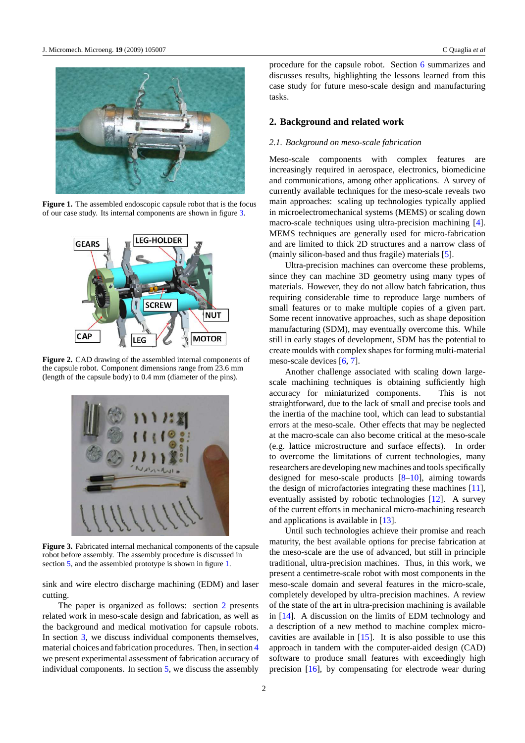Figure 1. The assembled endoscopic capsule robot that is the focus of our case study. Its internal components are shown in figure 3.

Figure 2. CAD drawing of the assembled internal components of the capsule robot. Component dimensions range from 23.6 mm (length of the capsule body) to 0.4 mm (diameter of the pins).

Figure 3. Fabricated internal mechanical components of the capsule robot before assembly. The assembly procedure is discussed in section 5, and the assembled prototype is shown in figure 1.

sink and wire electro discharge machining (EDM) and laser cutting.

The paper is organized as follows: section 2 presents related work in meso-scale design and fabrication, as well as the background and medical motivation for capsule robots. In section 3, we discuss individual components themselves, material choices and fabrication procedures. Then, in section 4 we present experimental assessment of fabrication accuracy of individual components. In section 5, we discuss the assembly procedure for the capsule robot. Section 6 summarizes and discusses results, highlighting the lessons learned from this case study for future meso-scale design and manufacturing tasks.

## 2. Background and related work

### 2.1. Background on meso-scale fabrication

Meso-scale components with complex features are increasingly required in aerospace, electronics, biomedicine and communications, among other applications. A survey of currently available techniques for the meso-scale reveals two main approaches: scaling up technologies typically applied in microelectromechanical systems (MEMS) or scaling down macro-scale techniques using ultra-precision machining [4]. MEMS techniques are generally used for micro-fabrication and are limited to thick 2D structures and a narrow class of (mainly silicon-based and thus fragile) materials [5].

Ultra-precision machines can overcome these problems, since they can machine 3D geometry using many types of materials. However, they do not allow batch fabrication, thus requiring considerable time to reproduce large numbers of small features or to make multiple copies of a given part. Some recent innovative approaches, such as shape deposition manufacturing (SDM), may eventually overcome this. While still in early stages of development, SDM has the potential to create moulds with complex shapes for forming multi-material meso-scale devices [6, 7].

Another challenge associated with scaling down large-scale machining techniques is obtaining sufficiently high accuracy for miniaturized components. This is not straightforward, due to the lack of small and precise tools and the inertia of the machine tool, which can lead to substantial errors at the meso-scale. Other effects that may be neglected at the macro-scale can also become critical at the meso-scale (e.g. lattice microstructure and surface effects). In order to overcome the limitations of current technologies, many researchers are developing new machines and tools specifically designed for meso-scale products [8–10], aiming towards the design of microfactories integrating these machines [11], eventually assisted by robotic technologies [12]. A survey of the current efforts in mechanical micro-machining research and applications is available in [13].

Until such technologies achieve their promise and reach maturity, the best available options for precise fabrication at the meso-scale are the use of advanced, but still in principle traditional, ultra-precision machines. Thus, in this work, we present a centimetre-scale robot with most components in the meso-scale domain and several features in the micro-scale, completely developed by ultra-precision machines. A review of the state of the art in ultra-precision machining is available in [14]. A discussion on the limits of EDM technology and a description of a new method to machine complex micro-cavities are available in [15]. It is also possible to use this approach in tandem with the computer-aided design (CAD) software to produce small features with exceedingly high precision [16], by compensating for electrode wear during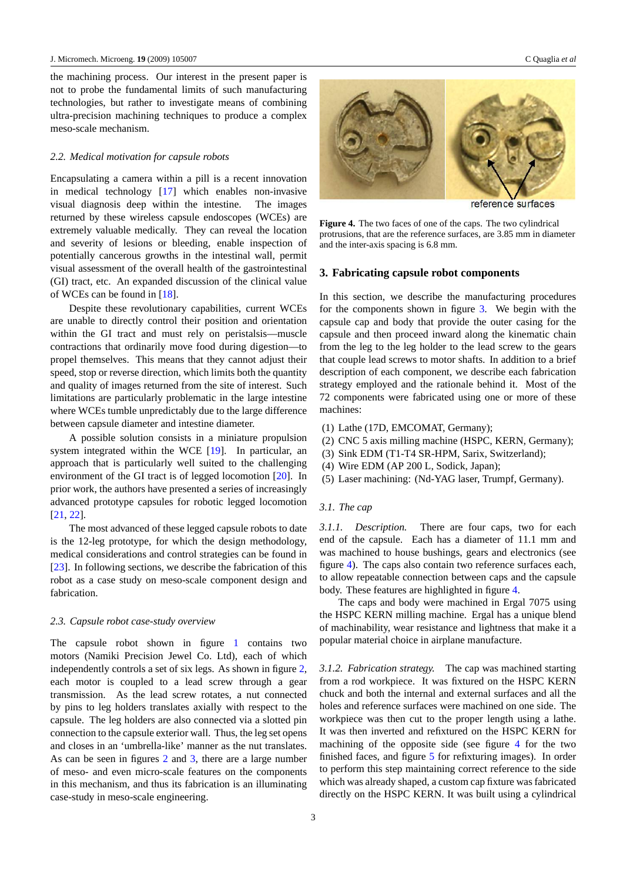the machining process. Our interest in the present paper is not to probe the fundamental limits of such manufacturing technologies, but rather to investigate means of combining ultra-precision machining techniques to produce a complex meso-scale mechanism.

### *2.2. Medical motivation for capsule robots*

Encapsulating a camera within a pill is a recent innovation in medical technology [17] which enables non-invasive visual diagnosis deep within the intestine. The images returned by these wireless capsule endoscopes (WCEs) are extremely valuable medically. They can reveal the location and severity of lesions or bleeding, enable inspection of potentially cancerous growths in the intestinal wall, permit visual assessment of the overall health of the gastrointestinal (GI) tract, etc. An expanded discussion of the clinical value of WCEs can be found in [18].

Despite these revolutionary capabilities, current WCEs are unable to directly control their position and orientation within the GI tract and must rely on peristalsis—muscle contractions that ordinarily move food during digestion—to propel themselves. This means that they cannot adjust their speed, stop or reverse direction, which limits both the quantity and quality of images returned from the site of interest. Such limitations are particularly problematic in the large intestine where WCEs tumble unpredictably due to the large difference between capsule diameter and intestine diameter.

A possible solution consists in a miniature propulsion system integrated within the WCE [19]. In particular, an approach that is particularly well suited to the challenging environment of the GI tract is of legged locomotion [20]. In prior work, the authors have presented a series of increasingly advanced prototype capsules for robotic legged locomotion [21, 22].

The most advanced of these legged capsule robots to date is the 12-leg prototype, for which the design methodology, medical considerations and control strategies can be found in [23]. In following sections, we describe the fabrication of this robot as a case study on meso-scale component design and fabrication.

### *2.3. Capsule robot case-study overview*

The capsule robot shown in figure 1 contains two motors (Namiki Precision Jewel Co. Ltd), each of which independently controls a set of six legs. As shown in figure 2, each motor is coupled to a lead screw through a gear transmission. As the lead screw rotates, a nut connected by pins to leg holders translates axially with respect to the capsule. The leg holders are also connected via a slotted pin connection to the capsule exterior wall. Thus, the leg set opens and closes in an 'umbrella-like' manner as the nut translates. As can be seen in figures 2 and 3, there are a large number of meso- and even micro-scale features on the components in this mechanism, and thus its fabrication is an illuminating case-study in meso-scale engineering.

reference surfaces

**Figure 4.** The two faces of one of the caps. The two cylindrical protrusions, that are the reference surfaces, are 3.85 mm in diameter and the inter-axis spacing is 6.8 mm.

## 3. Fabricating capsule robot components

In this section, we describe the manufacturing procedures for the components shown in figure 3. We begin with the capsule cap and body that provide the outer casing for the capsule and then proceed inward along the kinematic chain from the leg to the leg holder to the lead screw to the gears that couple lead screws to motor shafts. In addition to a brief description of each component, we describe each fabrication strategy employed and the rationale behind it. Most of the 72 components were fabricated using one or more of these machines:

(1) Lathe (17D, EMCOMAT, Germany);
(2) CNC 5 axis milling machine (HSPC, KERN, Germany);
(3) Sink EDM (T1-T4 SR-HPM, Sarix, Switzerland);
(4) Wire EDM (AP 200 L, Sodick, Japan);
(5) Laser machining: (Nd-YAG laser, Trumpf, Germany).

### *3.1. The cap*

*3.1.1. Description.* There are four caps, two for each end of the capsule. Each has a diameter of 11.1 mm and was machined to house bushings, gears and electronics (see figure 4). The caps also contain two reference surfaces each, to allow repeatable connection between caps and the capsule body. These features are highlighted in figure 4.

The caps and body were machined in Ergal 7075 using the HSPC KERN milling machine. Ergal has a unique blend of machinability, wear resistance and lightness that make it a popular material choice in airplane manufacture.

*3.1.2. Fabrication strategy.* The cap was machined starting from a rod workpiece. It was fixtured on the HSPC KERN chuck and both the internal and external surfaces and all the holes and reference surfaces were machined on one side. The workpiece was then cut to the proper length using a lathe. It was then inverted and refixtured on the HSPC KERN for machining of the opposite side (see figure 4 for the two finished faces, and figure 5 for refixturing images). In order to perform this step maintaining correct reference to the side which was already shaped, a custom cap fixture was fabricated directly on the HSPC KERN. It was built using a cylindrical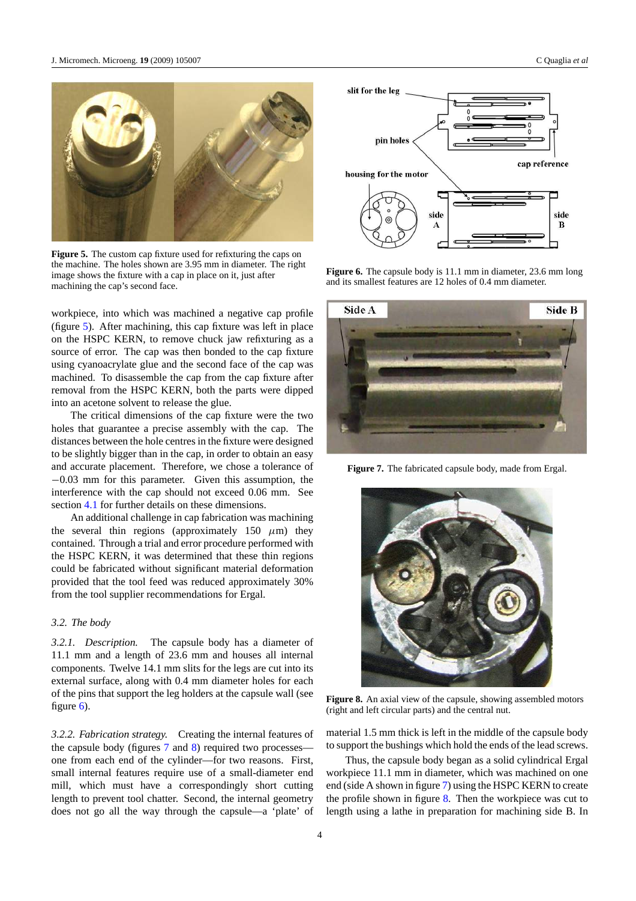**Figure 5.** The custom cap fixture used for refixturing the caps on the machine. The holes shown are 3.95 mm in diameter. The right image shows the fixture with a cap in place on it, just after machining the cap's second face.

workpiece, into which was machined a negative cap profile (figure 5). After machining, this cap fixture was left in place on the HSPC KERN, to remove chuck jaw refixturing as a source of error. The cap was then bonded to the cap fixture using cyanoacrylate glue and the second face of the cap was machined. To disassemble the cap from the cap fixture after removal from the HSPC KERN, both the parts were dipped into an acetone solvent to release the glue.

The critical dimensions of the cap fixture were the two holes that guarantee a precise assembly with the cap. The distances between the hole centres in the fixture were designed to be slightly bigger than in the cap, in order to obtain an easy and accurate placement. Therefore, we chose a tolerance of −0.03 mm for this parameter. Given this assumption, the interference with the cap should not exceed 0.06 mm. See section 4.1 for further details on these dimensions.

An additional challenge in cap fabrication was machining the several thin regions (approximately 150 $\mu$m) they contained. Through a trial and error procedure performed with the HSPC KERN, it was determined that these thin regions could be fabricated without significant material deformation provided that the tool feed was reduced approximately 30% from the tool supplier recommendations for Ergal.

### *3.2. The body*

*3.2.1. Description.* The capsule body has a diameter of 11.1 mm and a length of 23.6 mm and houses all internal components. Twelve 14.1 mm slits for the legs are cut into its external surface, along with 0.4 mm diameter holes for each of the pins that support the leg holders at the capsule wall (see figure 6).

*3.2.2. Fabrication strategy.* Creating the internal features of the capsule body (figures 7 and 8) required two processes—one from each end of the cylinder—for two reasons. First, small internal features require use of a small-diameter end mill, which must have a correspondingly short cutting length to prevent tool chatter. Second, the internal geometry does not go all the way through the capsule—a 'plate' of

**Figure 6.** The capsule body is 11.1 mm in diameter, 23.6 mm long and its smallest features are 12 holes of 0.4 mm diameter.

**Figure 7.** The fabricated capsule body, made from Ergal.

**Figure 8.** An axial view of the capsule, showing assembled motors (right and left circular parts) and the central nut.

material 1.5 mm thick is left in the middle of the capsule body to support the bushings which hold the ends of the lead screws.

Thus, the capsule body began as a solid cylindrical Ergal workpiece 11.1 mm in diameter, which was machined on one end (side A shown in figure 7) using the HSPC KERN to create the profile shown in figure 8. Then the workpiece was cut to length using a lathe in preparation for machining side B. In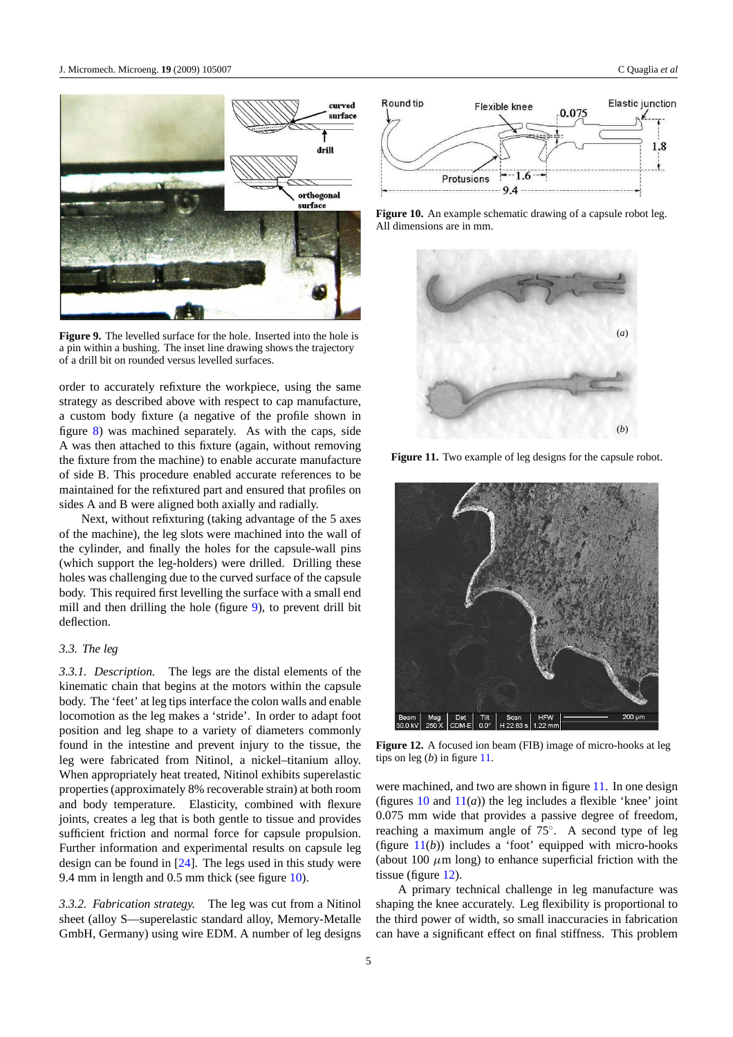Figure 9. The levelled surface for the hole. Inserted into the hole is a pin within a bushing. The inset line drawing shows the trajectory of a drill bit on rounded versus levelled surfaces.

order to accurately refixture the workpiece, using the same strategy as described above with respect to cap manufacture, a custom body fixture (a negative of the profile shown in figure 8) was machined separately. As with the caps, side A was then attached to this fixture (again, without removing the fixture from the machine) to enable accurate manufacture of side B. This procedure enabled accurate references to be maintained for the refixtured part and ensured that profiles on sides A and B were aligned both axially and radially.

Next, without refixturing (taking advantage of the 5 axes of the machine), the leg slots were machined into the wall of the cylinder, and finally the holes for the capsule-wall pins (which support the leg-holders) were drilled. Drilling these holes was challenging due to the curved surface of the capsule body. This required first levelling the surface with a small end mill and then drilling the hole (figure 9), to prevent drill bit deflection.

### 3.3. The leg

*3.3.1. Description.* The legs are the distal elements of the kinematic chain that begins at the motors within the capsule body. The 'feet' at leg tips interface the colon walls and enable locomotion as the leg makes a 'stride'. In order to adapt foot position and leg shape to a variety of diameters commonly found in the intestine and prevent injury to the tissue, the leg were fabricated from Nitinol, a nickel–titanium alloy. When appropriately heat treated, Nitinol exhibits superelastic properties (approximately 8% recoverable strain) at both room and body temperature. Elasticity, combined with flexure joints, creates a leg that is both gentle to tissue and provides sufficient friction and normal force for capsule propulsion. Further information and experimental results on capsule leg design can be found in [24]. The legs used in this study were 9.4 mm in length and 0.5 mm thick (see figure 10).

*3.3.2. Fabrication strategy.* The leg was cut from a Nitinol sheet (alloy S—superelastic standard alloy, Memory-Metalle GmbH, Germany) using wire EDM. A number of leg designs were machined, and two are shown in figure 11. In one design (figures 10 and 11(*a*)) the leg includes a flexible 'knee' joint 0.075 mm wide that provides a passive degree of freedom, reaching a maximum angle of 75°. A second type of leg (figure 11(*b*)) includes a 'foot' equipped with micro-hooks (about 100 $\mu$m long) to enhance superficial friction with the tissue (figure 12).

A primary technical challenge in leg manufacture was shaping the knee accurately. Leg flexibility is proportional to the third power of width, so small inaccuracies in fabrication can have a significant effect on final stiffness. This problem

Figure 10. An example schematic drawing of a capsule robot leg. All dimensions are in mm.

Figure 11. Two example of leg designs for the capsule robot.

Figure 12. A focused ion beam (FIB) image of micro-hooks at leg tips on leg (*b*) in figure 11.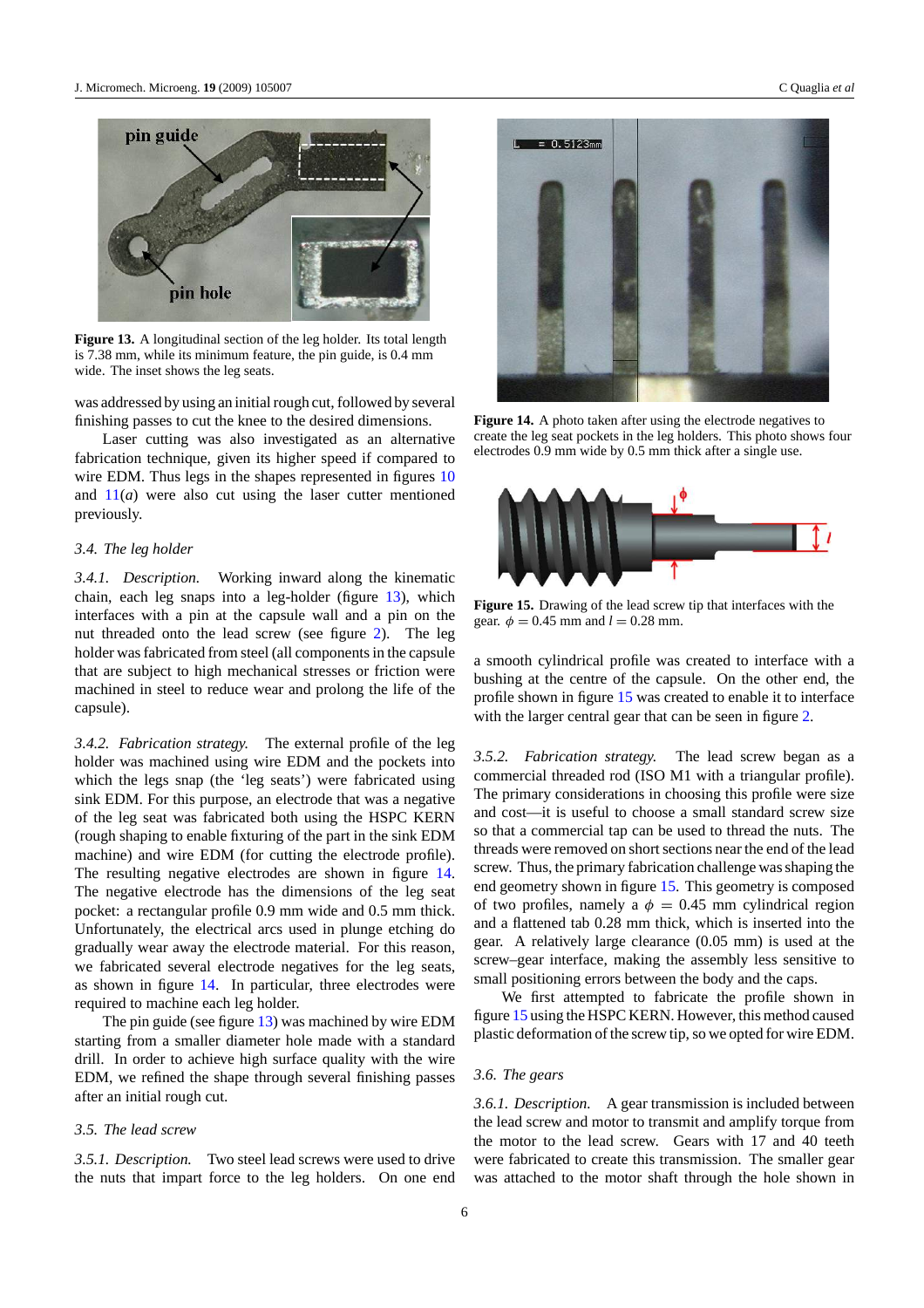Figure 13. A longitudinal section of the leg holder. Its total length is 7.38 mm, while its minimum feature, the pin guide, is 0.4 mm wide. The inset shows the leg seats.

was addressed by using an initial rough cut, followed by several finishing passes to cut the knee to the desired dimensions.

Laser cutting was also investigated as an alternative fabrication technique, given its higher speed if compared to wire EDM. Thus legs in the shapes represented in figures 10 and 11(*a*) were also cut using the laser cutter mentioned previously.

### 3.4. The leg holder

*3.4.1. Description.* Working inward along the kinematic chain, each leg snaps into a leg-holder (figure 13), which interfaces with a pin at the capsule wall and a pin on the nut threaded onto the lead screw (see figure 2). The leg holder was fabricated from steel (all components in the capsule that are subject to high mechanical stresses or friction were machined in steel to reduce wear and prolong the life of the capsule).

*3.4.2. Fabrication strategy.* The external profile of the leg holder was machined using wire EDM and the pockets into which the legs snap (the 'leg seats') were fabricated using sink EDM. For this purpose, an electrode that was a negative of the leg seat was fabricated both using the HSPC KERN (rough shaping to enable fixturing of the part in the sink EDM machine) and wire EDM (for cutting the electrode profile). The resulting negative electrodes are shown in figure 14. The negative electrode has the dimensions of the leg seat pocket: a rectangular profile 0.9 mm wide and 0.5 mm thick. Unfortunately, the electrical arcs used in plunge etching do gradually wear away the electrode material. For this reason, we fabricated several electrode negatives for the leg seats, as shown in figure 14. In particular, three electrodes were required to machine each leg holder.

The pin guide (see figure 13) was machined by wire EDM starting from a smaller diameter hole made with a standard drill. In order to achieve high surface quality with the wire EDM, we refined the shape through several finishing passes after an initial rough cut.

### 3.5. The lead screw

*3.5.1. Description.* Two steel lead screws were used to drive the nuts that impart force to the leg holders. On one end a smooth cylindrical profile was created to interface with a bushing at the centre of the capsule. On the other end, the profile shown in figure 15 was created to enable it to interface with the larger central gear that can be seen in figure 2.

Figure 14. A photo taken after using the electrode negatives to create the leg seat pockets in the leg holders. This photo shows four electrodes 0.9 mm wide by 0.5 mm thick after a single use.

Figure 15. Drawing of the lead screw tip that interfaces with the gear. $\phi = 0.45$ mm and $l = 0.28$ mm.

*3.5.2. Fabrication strategy.* The lead screw began as a commercial threaded rod (ISO M1 with a triangular profile). The primary considerations in choosing this profile were size and cost—it is useful to choose a small standard screw size so that a commercial tap can be used to thread the nuts. The threads were removed on short sections near the end of the lead screw. Thus, the primary fabrication challenge was shaping the end geometry shown in figure 15. This geometry is composed of two profiles, namely a $\phi = 0.45$ mm cylindrical region and a flattened tab 0.28 mm thick, which is inserted into the gear. A relatively large clearance (0.05 mm) is used at the screw–gear interface, making the assembly less sensitive to small positioning errors between the body and the caps.

We first attempted to fabricate the profile shown in figure 15 using the HSPC KERN. However, this method caused plastic deformation of the screw tip, so we opted for wire EDM.

### 3.6. The gears

*3.6.1. Description.* A gear transmission is included between the lead screw and motor to transmit and amplify torque from the motor to the lead screw. Gears with 17 and 40 teeth were fabricated to create this transmission. The smaller gear was attached to the motor shaft through the hole shown in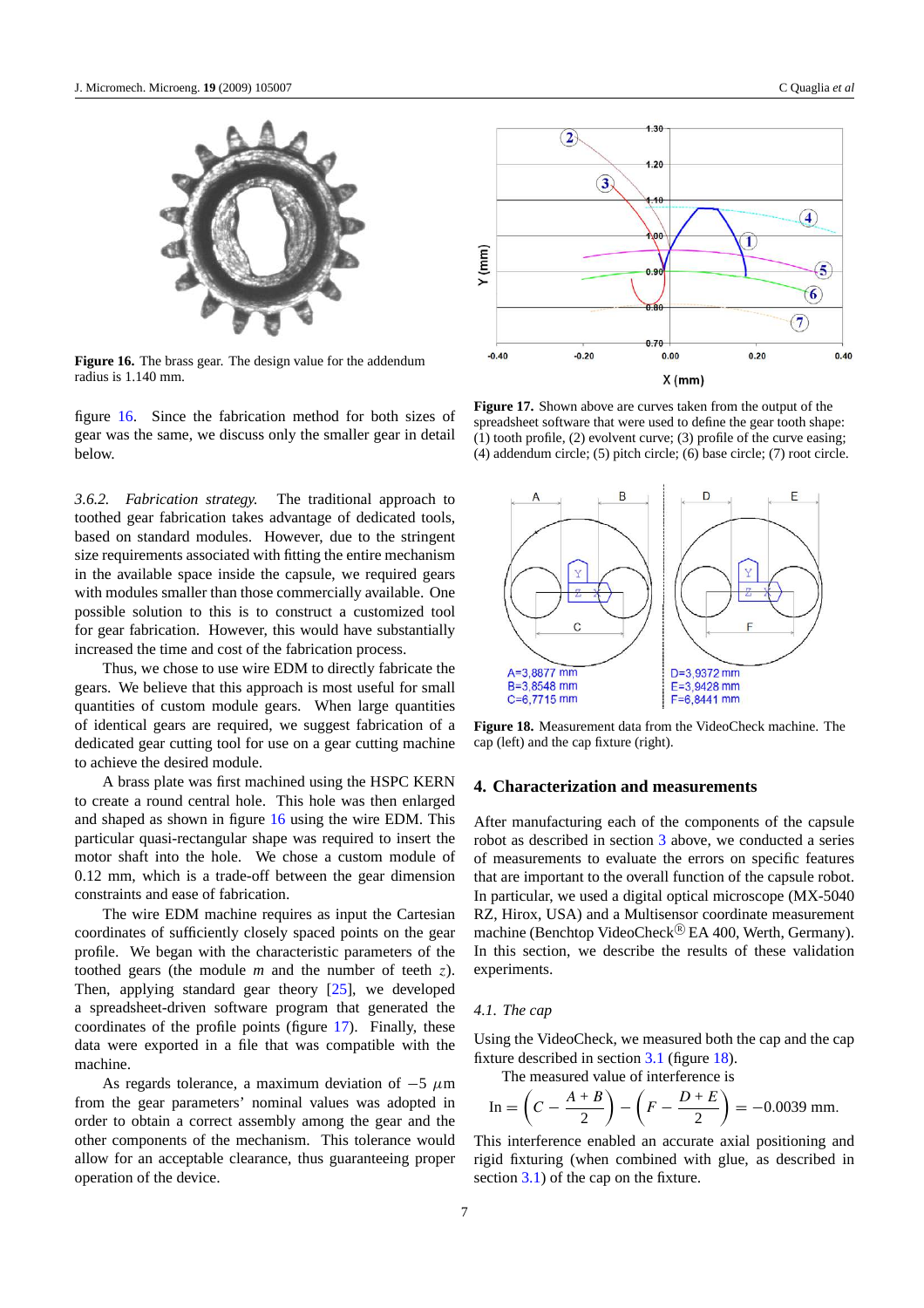Figure 16. The brass gear. The design value for the addendum radius is 1.140 mm.

figure 16. Since the fabrication method for both sizes of gear was the same, we discuss only the smaller gear in detail below.

*3.6.2. Fabrication strategy.* The traditional approach to toothed gear fabrication takes advantage of dedicated tools, based on standard modules. However, due to the stringent size requirements associated with fitting the entire mechanism in the available space inside the capsule, we required gears with modules smaller than those commercially available. One possible solution to this is to construct a customized tool for gear fabrication. However, this would have substantially increased the time and cost of the fabrication process.

Thus, we chose to use wire EDM to directly fabricate the gears. We believe that this approach is most useful for small quantities of custom module gears. When large quantities of identical gears are required, we suggest fabrication of a dedicated gear cutting tool for use on a gear cutting machine to achieve the desired module.

A brass plate was first machined using the HSPC KERN to create a round central hole. This hole was then enlarged and shaped as shown in figure 16 using the wire EDM. This particular quasi-rectangular shape was required to insert the motor shaft into the hole. We chose a custom module of 0.12 mm, which is a trade-off between the gear dimension constraints and ease of fabrication.

The wire EDM machine requires as input the Cartesian coordinates of sufficiently closely spaced points on the gear profile. We began with the characteristic parameters of the toothed gears (the module $m$ and the number of teeth $z$). Then, applying standard gear theory [25], we developed a spreadsheet-driven software program that generated the coordinates of the profile points (figure 17). Finally, these data were exported in a file that was compatible with the machine.

As regards tolerance, a maximum deviation of $-5\ \mu$m from the gear parameters' nominal values was adopted in order to obtain a correct assembly among the gear and the other components of the mechanism. This tolerance would allow for an acceptable clearance, thus guaranteeing proper operation of the device.

Figure 17. Shown above are curves taken from the output of the spreadsheet software that were used to define the gear tooth shape: (1) tooth profile, (2) evolvent curve; (3) profile of the curve easing; (4) addendum circle; (5) pitch circle; (6) base circle; (7) root circle.

Figure 18. Measurement data from the VideoCheck machine. The cap (left) and the cap fixture (right).

## 4. Characterization and measurements

After manufacturing each of the components of the capsule robot as described in section 3 above, we conducted a series of measurements to evaluate the errors on specific features that are important to the overall function of the capsule robot. In particular, we used a digital optical microscope (MX-5040 RZ, Hirox, USA) and a Multisensor coordinate measurement machine (Benchtop VideoCheck® EA 400, Werth, Germany). In this section, we describe the results of these validation experiments.

### 4.1. The cap

Using the VideoCheck, we measured both the cap and the cap fixture described in section 3.1 (figure 18).

The measured value of interference is

$$\text{In} = \left(C - \frac{A+B}{2}\right) - \left(F - \frac{D+E}{2}\right) = -0.0039\ \text{mm}.$$

This interference enabled an accurate axial positioning and rigid fixturing (when combined with glue, as described in section 3.1) of the cap on the fixture.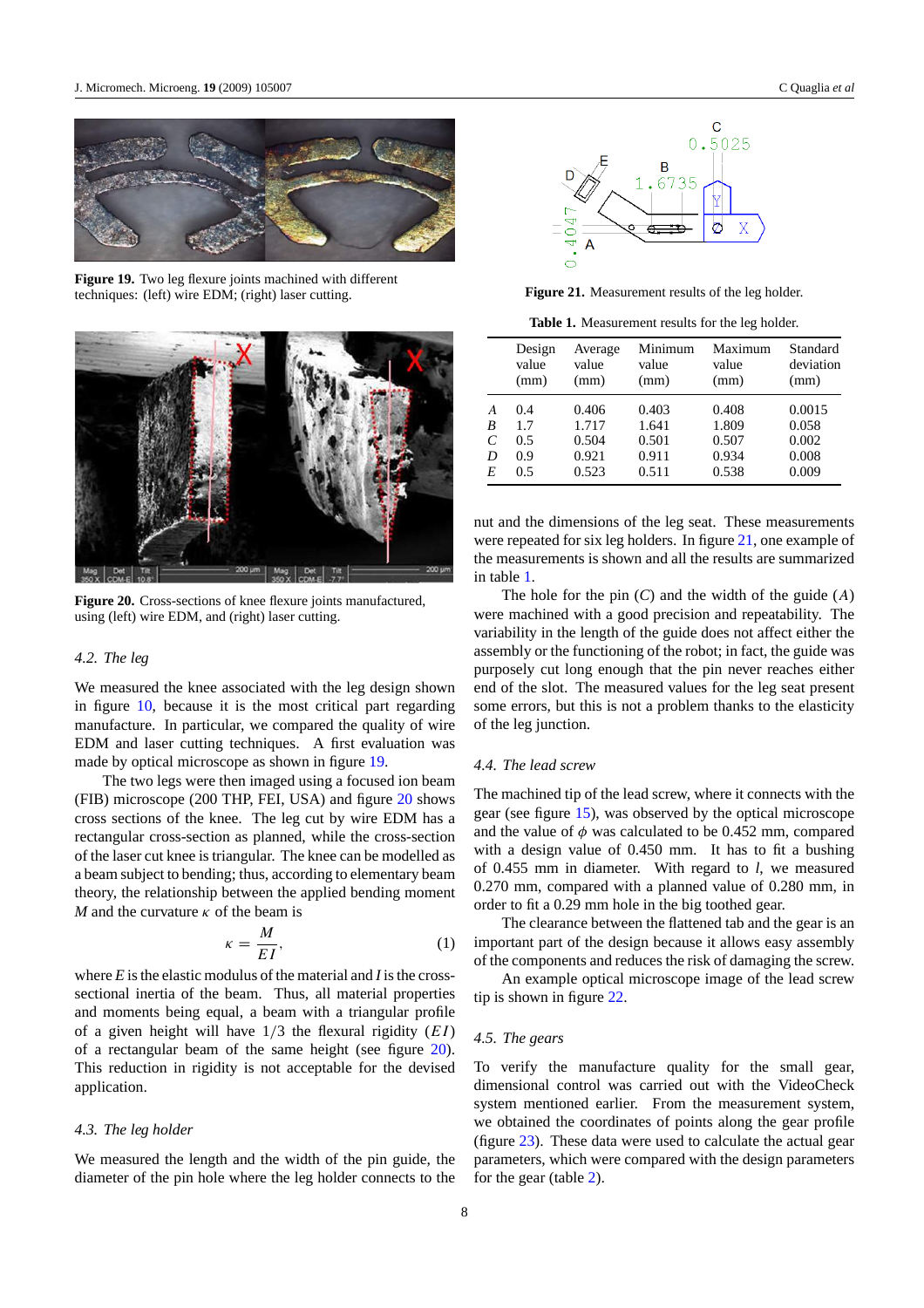Figure 19. Two leg flexure joints machined with different techniques: (left) wire EDM; (right) laser cutting.

Figure 20. Cross-sections of knee flexure joints manufactured, using (left) wire EDM, and (right) laser cutting.

### 4.2. The leg

We measured the knee associated with the leg design shown in figure 10, because it is the most critical part regarding manufacture. In particular, we compared the quality of wire EDM and laser cutting techniques. A first evaluation was made by optical microscope as shown in figure 19.

The two legs were then imaged using a focused ion beam (FIB) microscope (200 THP, FEI, USA) and figure 20 shows cross sections of the knee. The leg cut by wire EDM has a rectangular cross-section as planned, while the cross-section of the laser cut knee is triangular. The knee can be modelled as a beam subject to bending; thus, according to elementary beam theory, the relationship between the applied bending moment $M$ and the curvature $\kappa$ of the beam is

$$\kappa = \frac{M}{EI}, \tag{1}$$

where $E$ is the elastic modulus of the material and $I$ is the cross-sectional inertia of the beam. Thus, all material properties and moments being equal, a beam with a triangular profile of a given height will have 1/3 the flexural rigidity ($EI$) of a rectangular beam of the same height (see figure 20). This reduction in rigidity is not acceptable for the devised application.

### 4.3. The leg holder

We measured the length and the width of the pin guide, the diameter of the pin hole where the leg holder connects to the nut and the dimensions of the leg seat. These measurements were repeated for six leg holders. In figure 21, one example of the measurements is shown and all the results are summarized in table 1.

Figure 21. Measurement results of the leg holder.

Table 1. Measurement results for the leg holder.

| | Design value (mm) | Average value (mm) | Minimum value (mm) | Maximum value (mm) | Standard deviation (mm) |
|---|---|---|---|---|---|
| *A* | 0.4 | 0.406 | 0.403 | 0.408 | 0.0015 |
| *B* | 1.7 | 1.717 | 1.641 | 1.809 | 0.058 |
| *C* | 0.5 | 0.504 | 0.501 | 0.507 | 0.002 |
| *D* | 0.9 | 0.921 | 0.911 | 0.934 | 0.008 |
| *E* | 0.5 | 0.523 | 0.511 | 0.538 | 0.009 |

The hole for the pin ($C$) and the width of the guide ($A$) were machined with a good precision and repeatability. The variability in the length of the guide does not affect either the assembly or the functioning of the robot; in fact, the guide was purposely cut long enough that the pin never reaches either end of the slot. The measured values for the leg seat present some errors, but this is not a problem thanks to the elasticity of the leg junction.

### 4.4. The lead screw

The machined tip of the lead screw, where it connects with the gear (see figure 15), was observed by the optical microscope and the value of $\phi$ was calculated to be 0.452 mm, compared with a design value of 0.450 mm. It has to fit a bushing of 0.455 mm in diameter. With regard to $l$, we measured 0.270 mm, compared with a planned value of 0.280 mm, in order to fit a 0.29 mm hole in the big toothed gear.

The clearance between the flattened tab and the gear is an important part of the design because it allows easy assembly of the components and reduces the risk of damaging the screw.

An example optical microscope image of the lead screw tip is shown in figure 22.

### 4.5. The gears

To verify the manufacture quality for the small gear, dimensional control was carried out with the VideoCheck system mentioned earlier. From the measurement system, we obtained the coordinates of points along the gear profile (figure 23). These data were used to calculate the actual gear parameters, which were compared with the design parameters for the gear (table 2).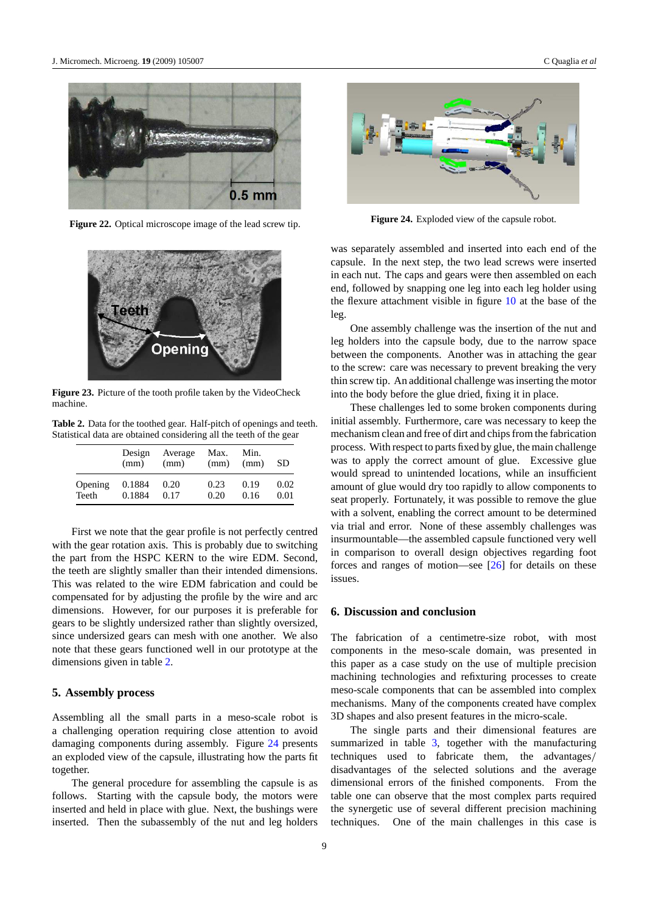Figure 22. Optical microscope image of the lead screw tip.

Figure 23. Picture of the tooth profile taken by the VideoCheck machine.

**Table 2.** Data for the toothed gear. Half-pitch of openings and teeth. Statistical data are obtained considering all the teeth of the gear

| | Design (mm) | Average (mm) | Max. (mm) | Min. (mm) | SD |
|---|---|---|---|---|---|
| Opening | 0.1884 | 0.20 | 0.23 | 0.19 | 0.02 |
| Teeth | 0.1884 | 0.17 | 0.20 | 0.16 | 0.01 |

First we note that the gear profile is not perfectly centred with the gear rotation axis. This is probably due to switching the part from the HSPC KERN to the wire EDM. Second, the teeth are slightly smaller than their intended dimensions. This was related to the wire EDM fabrication and could be compensated for by adjusting the profile by the wire and arc dimensions. However, for our purposes it is preferable for gears to be slightly undersized rather than slightly oversized, since undersized gears can mesh with one another. We also note that these gears functioned well in our prototype at the dimensions given in table 2.

## 5. Assembly process

Assembling all the small parts in a meso-scale robot is a challenging operation requiring close attention to avoid damaging components during assembly. Figure 24 presents an exploded view of the capsule, illustrating how the parts fit together.

The general procedure for assembling the capsule is as follows. Starting with the capsule body, the motors were inserted and held in place with glue. Next, the bushings were inserted. Then the subassembly of the nut and leg holders was separately assembled and inserted into each end of the capsule. In the next step, the two lead screws were inserted in each nut. The caps and gears were then assembled on each end, followed by snapping one leg into each leg holder using the flexure attachment visible in figure 10 at the base of the leg.

Figure 24. Exploded view of the capsule robot.

One assembly challenge was the insertion of the nut and leg holders into the capsule body, due to the narrow space between the components. Another was in attaching the gear to the screw: care was necessary to prevent breaking the very thin screw tip. An additional challenge was inserting the motor into the body before the glue dried, fixing it in place.

These challenges led to some broken components during initial assembly. Furthermore, care was necessary to keep the mechanism clean and free of dirt and chips from the fabrication process. With respect to parts fixed by glue, the main challenge was to apply the correct amount of glue. Excessive glue would spread to unintended locations, while an insufficient amount of glue would dry too rapidly to allow components to seat properly. Fortunately, it was possible to remove the glue with a solvent, enabling the correct amount to be determined via trial and error. None of these assembly challenges was insurmountable—the assembled capsule functioned very well in comparison to overall design objectives regarding foot forces and ranges of motion—see [26] for details on these issues.

## 6. Discussion and conclusion

The fabrication of a centimetre-size robot, with most components in the meso-scale domain, was presented in this paper as a case study on the use of multiple precision machining technologies and refixturing processes to create meso-scale components that can be assembled into complex mechanisms. Many of the components created have complex 3D shapes and also present features in the micro-scale.

The single parts and their dimensional features are summarized in table 3, together with the manufacturing techniques used to fabricate them, the advantages/disadvantages of the selected solutions and the average dimensional errors of the finished components. From the table one can observe that the most complex parts required the synergetic use of several different precision machining techniques. One of the main challenges in this case is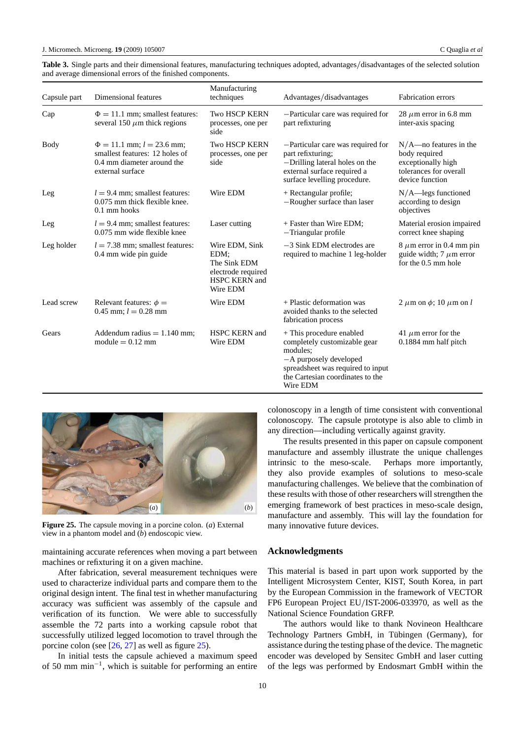**Table 3.** Single parts and their dimensional features, manufacturing techniques adopted, advantages/disadvantages of the selected solution and average dimensional errors of the finished components.

| Capsule part | Dimensional features | Manufacturing techniques | Advantages/disadvantages | Fabrication errors |
|---|---|---|---|---|
| Cap | $\Phi = 11.1$ mm; smallest features: several 150 $\mu$m thick regions | Two HSCP KERN processes, one per side | −Particular care was required for part refixturing | 28 $\mu$m error in 6.8 mm inter-axis spacing |
| Body | $\Phi = 11.1$ mm; $l = 23.6$ mm; smallest features: 12 holes of 0.4 mm diameter around the external surface | Two HSCP KERN processes, one per side | −Particular care was required for part refixturing; −Drilling lateral holes on the external surface required a surface levelling procedure. | N/A—no features in the body required exceptionally high tolerances for overall device function |
| Leg | $l = 9.4$ mm; smallest features: 0.075 mm thick flexible knee. 0.1 mm hooks | Wire EDM | + Rectangular profile; −Rougher surface than laser | N/A—legs functioned according to design objectives |
| Leg | $l = 9.4$ mm; smallest features: 0.075 mm wide flexible knee | Laser cutting | + Faster than Wire EDM; −Triangular profile | Material erosion impaired correct knee shaping |
| Leg holder | $l = 7.38$ mm; smallest features: 0.4 mm wide pin guide | Wire EDM, Sink EDM; The Sink EDM electrode required HSPC KERN and Wire EDM | −3 Sink EDM electrodes are required to machine 1 leg-holder | 8 $\mu$m error in 0.4 mm pin guide width; 7 $\mu$m error for the 0.5 mm hole |
| Lead screw | Relevant features: $\phi = 0.45$ mm; $l = 0.28$ mm | Wire EDM | + Plastic deformation was avoided thanks to the selected fabrication process | 2 $\mu$m on $\phi$; 10 $\mu$m on $l$ |
| Gears | Addendum radius = 1.140 mm; module = 0.12 mm | HSPC KERN and Wire EDM | + This procedure enabled completely customizable gear modules; −A purposely developed spreadsheet was required to input the Cartesian coordinates to the Wire EDM | 41 $\mu$m error for the 0.1884 mm half pitch |

**Figure 25.** The capsule moving in a porcine colon. (*a*) External view in a phantom model and (*b*) endoscopic view.

maintaining accurate references when moving a part between machines or refixturing it on a given machine.

After fabrication, several measurement techniques were used to characterize individual parts and compare them to the original design intent. The final test in whether manufacturing accuracy was sufficient was assembly of the capsule and verification of its function. We were able to successfully assemble the 72 parts into a working capsule robot that successfully utilized legged locomotion to travel through the porcine colon (see [26, 27] as well as figure 25).

In initial tests the capsule achieved a maximum speed of 50 mm min$^{-1}$, which is suitable for performing an entire colonoscopy in a length of time consistent with conventional colonoscopy. The capsule prototype is also able to climb in any direction—including vertically against gravity.

The results presented in this paper on capsule component manufacture and assembly illustrate the unique challenges intrinsic to the meso-scale. Perhaps more importantly, they also provide examples of solutions to meso-scale manufacturing challenges. We believe that the combination of these results with those of other researchers will strengthen the emerging framework of best practices in meso-scale design, manufacture and assembly. This will lay the foundation for many innovative future devices.

## Acknowledgments

This material is based in part upon work supported by the Intelligent Microsystem Center, KIST, South Korea, in part by the European Commission in the framework of VECTOR FP6 European Project EU/IST-2006-033970, as well as the National Science Foundation GRFP.

The authors would like to thank Novineon Healthcare Technology Partners GmbH, in Tübingen (Germany), for assistance during the testing phase of the device. The magnetic encoder was developed by Sensitec GmbH and laser cutting of the legs was performed by Endosmart GmbH within the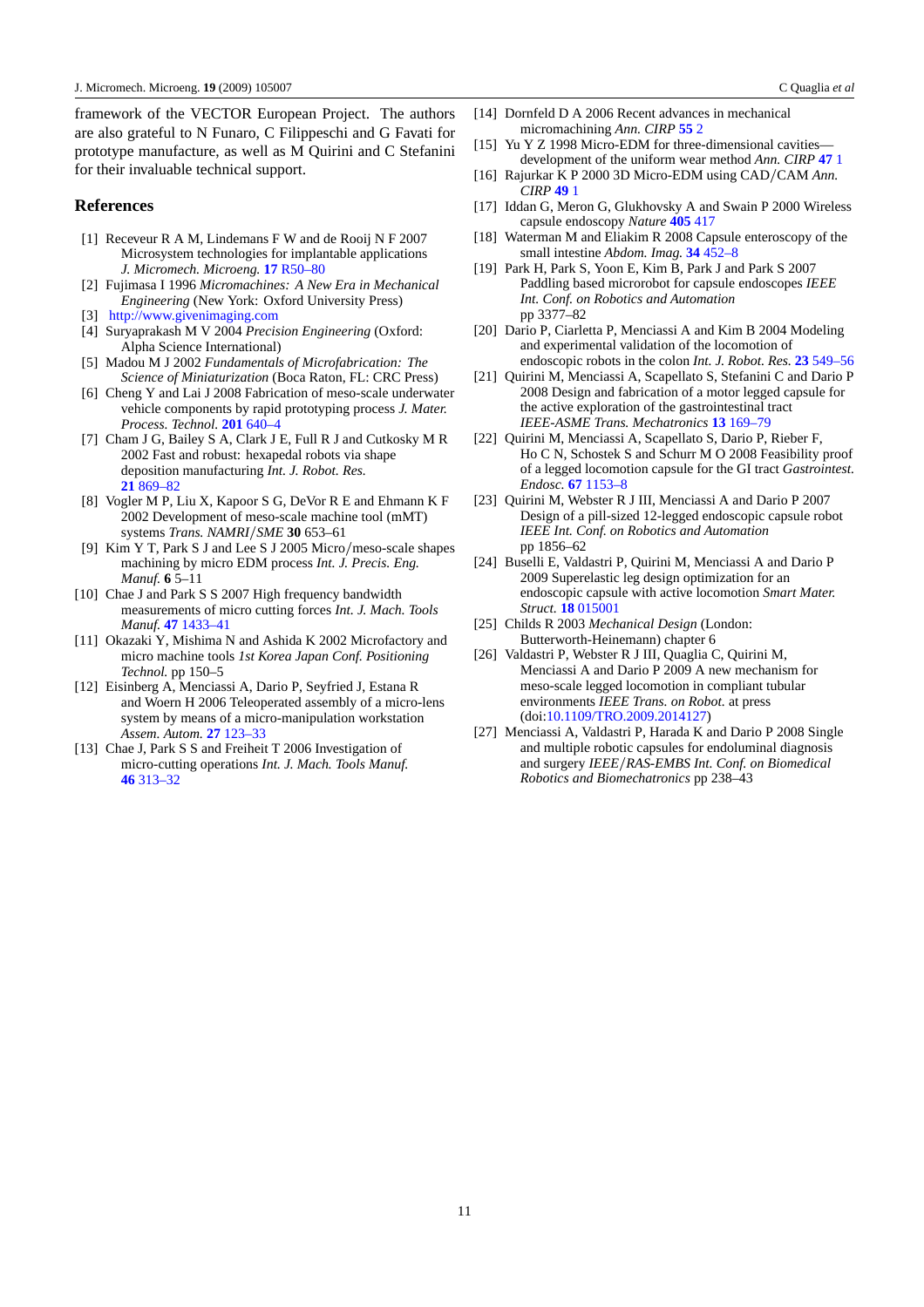framework of the VECTOR European Project. The authors are also grateful to N Funaro, C Filippeschi and G Favati for prototype manufacture, as well as M Quirini and C Stefanini for their invaluable technical support.

## References

[1] Receveur R A M, Lindemans F W and de Rooij N F 2007 Microsystem technologies for implantable applications *J. Micromech. Microeng.* **17** R50–80

[2] Fujimasa I 1996 *Micromachines: A New Era in Mechanical Engineering* (New York: Oxford University Press)

[3] http://www.givenimaging.com

[4] Suryaprakash M V 2004 *Precision Engineering* (Oxford: Alpha Science International)

[5] Madou M J 2002 *Fundamentals of Microfabrication: The Science of Miniaturization* (Boca Raton, FL: CRC Press)

[6] Cheng Y and Lai J 2008 Fabrication of meso-scale underwater vehicle components by rapid prototyping process *J. Mater. Process. Technol.* **201** 640–4

[7] Cham J G, Bailey S A, Clark J E, Full R J and Cutkosky M R 2002 Fast and robust: hexapedal robots via shape deposition manufacturing *Int. J. Robot. Res.* **21** 869–82

[8] Vogler M P, Liu X, Kapoor S G, DeVor R E and Ehmann K F 2002 Development of meso-scale machine tool (mMT) systems *Trans. NAMRI/SME* **30** 653–61

[9] Kim Y T, Park S J and Lee S J 2005 Micro/meso-scale shapes machining by micro EDM process *Int. J. Precis. Eng. Manuf.* **6** 5–11

[10] Chae J and Park S S 2007 High frequency bandwidth measurements of micro cutting forces *Int. J. Mach. Tools Manuf.* **47** 1433–41

[11] Okazaki Y, Mishima N and Ashida K 2002 Microfactory and micro machine tools *1st Korea Japan Conf. Positioning Technol.* pp 150–5

[12] Eisinberg A, Menciassi A, Dario P, Seyfried J, Estana R and Woern H 2006 Teleoperated assembly of a micro-lens system by means of a micro-manipulation workstation *Assem. Autom.* **27** 123–33

[13] Chae J, Park S S and Freiheit T 2006 Investigation of micro-cutting operations *Int. J. Mach. Tools Manuf.* **46** 313–32

[14] Dornfeld D A 2006 Recent advances in mechanical micromachining *Ann. CIRP* **55** 2

[15] Yu Y Z 1998 Micro-EDM for three-dimensional cavities—development of the uniform wear method *Ann. CIRP* **47** 1

[16] Rajurkar K P 2000 3D Micro-EDM using CAD/CAM *Ann. CIRP* **49** 1

[17] Iddan G, Meron G, Glukhovsky A and Swain P 2000 Wireless capsule endoscopy *Nature* **405** 417

[18] Waterman M and Eliakim R 2008 Capsule enteroscopy of the small intestine *Abdom. Imag.* **34** 452–8

[19] Park H, Park S, Yoon E, Kim B, Park J and Park S 2007 Paddling based microrobot for capsule endoscopes *IEEE Int. Conf. on Robotics and Automation* pp 3377–82

[20] Dario P, Ciarletta P, Menciassi A and Kim B 2004 Modeling and experimental validation of the locomotion of endoscopic robots in the colon *Int. J. Robot. Res.* **23** 549–56

[21] Quirini M, Menciassi A, Scapellato S, Stefanini C and Dario P 2008 Design and fabrication of a motor legged capsule for the active exploration of the gastrointestinal tract *IEEE-ASME Trans. Mechatronics* **13** 169–79

[22] Quirini M, Menciassi A, Scapellato S, Dario P, Rieber F, Ho C N, Schostek S and Schurr M O 2008 Feasibility proof of a legged locomotion capsule for the GI tract *Gastrointest. Endosc.* **67** 1153–8

[23] Quirini M, Webster R J III, Menciassi A and Dario P 2007 Design of a pill-sized 12-legged endoscopic capsule robot *IEEE Int. Conf. on Robotics and Automation* pp 1856–62

[24] Buselli E, Valdastri P, Quirini M, Menciassi A and Dario P 2009 Superelastic leg design optimization for an endoscopic capsule with active locomotion *Smart Mater. Struct.* **18** 015001

[25] Childs R 2003 *Mechanical Design* (London: Butterworth-Heinemann) chapter 6

[26] Valdastri P, Webster R J III, Quaglia C, Quirini M, Menciassi A and Dario P 2009 A new mechanism for meso-scale legged locomotion in compliant tubular environments *IEEE Trans. on Robot.* at press (doi:10.1109/TRO.2009.2014127)

[27] Menciassi A, Valdastri P, Harada K and Dario P 2008 Single and multiple robotic capsules for endoluminal diagnosis and surgery *IEEE/RAS-EMBS Int. Conf. on Biomedical Robotics and Biomechatronics* pp 238–43